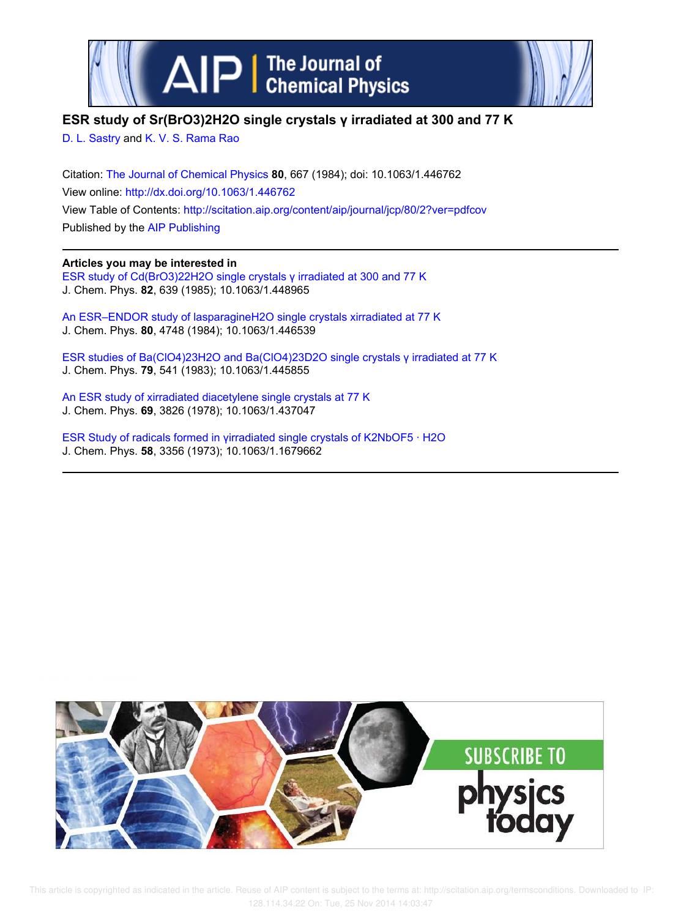# ESR study of Sr(BrO3)2H2O single crystals γ irradiated at 300 and 77 K

D. L. Sastry and K. V. S. Rama Rao

Citation: The Journal of Chemical Physics **80**, 667 (1984); doi: 10.1063/1.446762
View online: http://dx.doi.org/10.1063/1.446762
View Table of Contents: http://scitation.aip.org/content/aip/journal/jcp/80/2?ver=pdfcov
Published by the AIP Publishing

**Articles you may be interested in**

ESR study of Cd(BrO3)22H2O single crystals γ irradiated at 300 and 77 K
J. Chem. Phys. **82**, 639 (1985); 10.1063/1.448965

An ESR–ENDOR study of lasparagineH2O single crystals xirradiated at 77 K
J. Chem. Phys. **80**, 4748 (1984); 10.1063/1.446539

ESR studies of Ba(ClO4)23H2O and Ba(ClO4)23D2O single crystals γ irradiated at 77 K
J. Chem. Phys. **79**, 541 (1983); 10.1063/1.445855

An ESR study of xirradiated diacetylene single crystals at 77 K
J. Chem. Phys. **69**, 3826 (1978); 10.1063/1.437047

ESR Study of radicals formed in γirradiated single crystals of K2NbOF5 · H2O
J. Chem. Phys. **58**, 3356 (1973); 10.1063/1.1679662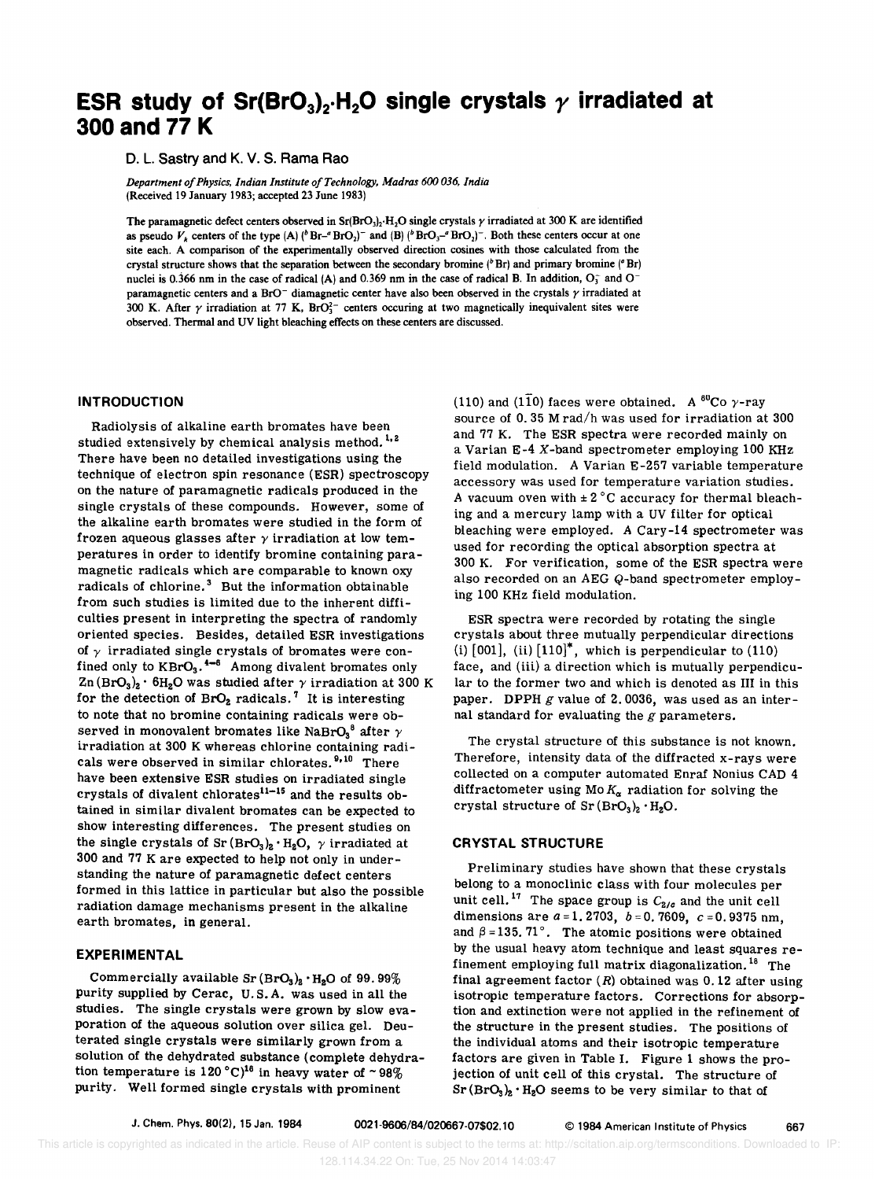# ESR study of $Sr(BrO_3)_2 \cdot H_2O$ single crystals $\gamma$ irradiated at 300 and 77 K

D. L. Sastry and K. V. S. Rama Rao

*Department of Physics, Indian Institute of Technology, Madras 600 036, India*
(Received 19 January 1983; accepted 23 June 1983)

The paramagnetic defect centers observed in $Sr(BrO_3)_2 \cdot H_2O$ single crystals $\gamma$ irradiated at 300 K are identified as pseudo $V_k$ centers of the type (A) ($^b Br - ^a BrO_2)^-$ and (B) ($^b BrO_3 - ^a BrO_2)^-$. Both these centers occur at one site each. A comparison of the experimentally observed direction cosines with those calculated from the crystal structure shows that the separation between the secondary bromine ($^b$Br) and primary bromine ($^a$Br) nuclei is 0.366 nm in the case of radical (A) and 0.369 nm in the case of radical B. In addition, $O_3^-$ and $O^-$ paramagnetic centers and a $BrO^-$ diamagnetic center have also been observed in the crystals $\gamma$ irradiated at 300 K. After $\gamma$ irradiation at 77 K, $BrO_3^{2-}$ centers occuring at two magnetically inequivalent sites were observed. Thermal and UV light bleaching effects on these centers are discussed.

## INTRODUCTION

Radiolysis of alkaline earth bromates have been studied extensively by chemical analysis method.[1,2] There have been no detailed investigations using the technique of electron spin resonance (ESR) spectroscopy on the nature of paramagnetic radicals produced in the single crystals of these compounds. However, some of the alkaline earth bromates were studied in the form of frozen aqueous glasses after $\gamma$ irradiation at low temperatures in order to identify bromine containing paramagnetic radicals which are comparable to known oxy radicals of chlorine.[3] But the information obtainable from such studies is limited due to the inherent difficulties present in interpreting the spectra of randomly oriented species. Besides, detailed ESR investigations of $\gamma$ irradiated single crystals of bromates were confined only to $KBrO_3$.[4-6] Among divalent bromates only $Zn(BrO_3)_2 \cdot 6H_2O$ was studied after $\gamma$ irradiation at 300 K for the detection of $BrO_2$ radicals.[7] It is interesting to note that no bromine containing radicals were observed in monovalent bromates like $NaBrO_3$[8] after $\gamma$ irradiation at 300 K whereas chlorine containing radicals were observed in similar chlorates.[9,10] There have been extensive ESR studies on irradiated single crystals of divalent chlorates[11-15] and the results obtained in similar divalent bromates can be expected to show interesting differences. The present studies on the single crystals of $Sr(BrO_3)_2 \cdot H_2O$, $\gamma$ irradiated at 300 and 77 K are expected to help not only in understanding the nature of paramagnetic defect centers formed in this lattice in particular but also the possible radiation damage mechanisms present in the alkaline earth bromates, in general.

## EXPERIMENTAL

Commercially available $Sr(BrO_3)_2 \cdot H_2O$ of 99.99% purity supplied by Cerac, U.S.A. was used in all the studies. The single crystals were grown by slow evaporation of the aqueous solution over silica gel. Deuterated single crystals were similarly grown from a solution of the dehydrated substance (complete dehydration temperature is 120 °C)[16] in heavy water of ~98% purity. Well formed single crystals with prominent (110) and (1$\bar{1}$0) faces were obtained. A $^{60}$Co $\gamma$-ray source of 0.35 M rad/h was used for irradiation at 300 and 77 K. The ESR spectra were recorded mainly on a Varian E-4 X-band spectrometer employing 100 KHz field modulation. A Varian E-257 variable temperature accessory was used for temperature variation studies. A vacuum oven with ±2 °C accuracy for thermal bleaching and a mercury lamp with a UV filter for optical bleaching were employed. A Cary-14 spectrometer was used for recording the optical absorption spectra at 300 K. For verification, some of the ESR spectra were also recorded on an AEG Q-band spectrometer employing 100 KHz field modulation.

ESR spectra were recorded by rotating the single crystals about three mutually perpendicular directions (i) [001], (ii) [110]*, which is perpendicular to (110) face, and (iii) a direction which is mutually perpendicular to the former two and which is denoted as III in this paper. DPPH $g$ value of 2.0036, was used as an internal standard for evaluating the $g$ parameters.

The crystal structure of this substance is not known. Therefore, intensity data of the diffracted x-rays were collected on a computer automated Enraf Nonius CAD 4 diffractometer using Mo $K_\alpha$ radiation for solving the crystal structure of $Sr(BrO_3)_2 \cdot H_2O$.

## CRYSTAL STRUCTURE

Preliminary studies have shown that these crystals belong to a monoclinic class with four molecules per unit cell.[17] The space group is $C_{2/c}$ and the unit cell dimensions are $a = 1.2703$, $b = 0.7609$, $c = 0.9375$ nm, and $\beta = 135.71°$. The atomic positions were obtained by the usual heavy atom technique and least squares refinement employing full matrix diagonalization.[18] The final agreement factor ($R$) obtained was 0.12 after using isotropic temperature factors. Corrections for absorption and extinction were not applied in the refinement of the structure in the present studies. The positions of the individual atoms and their isotropic temperature factors are given in Table I. Figure 1 shows the projection of unit cell of this crystal. The structure of $Sr(BrO_3)_2 \cdot H_2O$ seems to be very similar to that of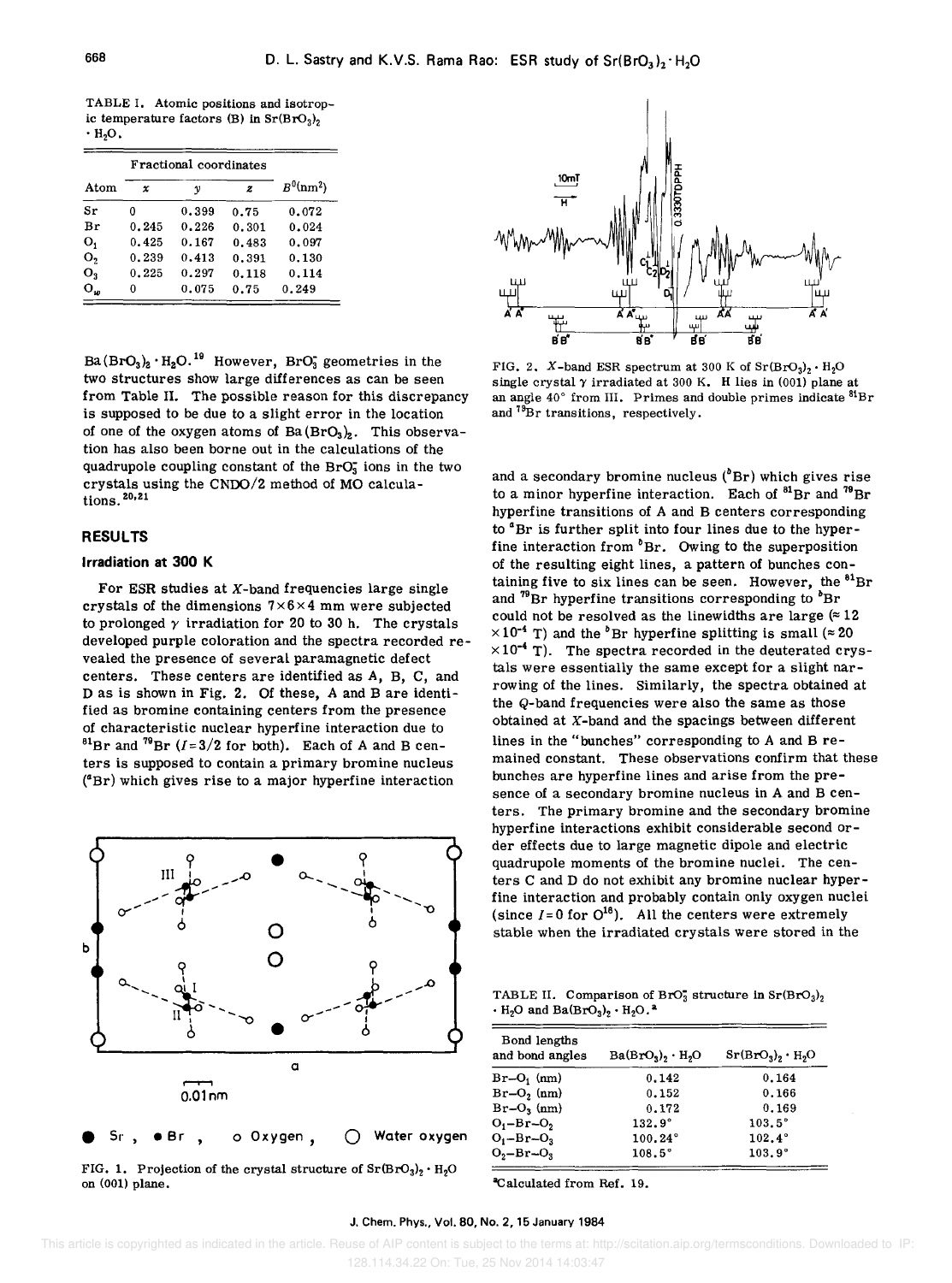TABLE I. Atomic positions and isotropic temperature factors (B) in $Sr(BrO_3)_2 \cdot H_2O$.

| Atom | Fractional coordinates | | | $B^0(nm^2)$ |
|---|---|---|---|---|
| | $x$ | $y$ | $z$ | |
| Sr | 0 | 0.399 | 0.75 | 0.072 |
| Br | 0.245 | 0.226 | 0.301 | 0.024 |
| $O_1$ | 0.425 | 0.167 | 0.483 | 0.097 |
| $O_2$ | 0.239 | 0.413 | 0.391 | 0.130 |
| $O_3$ | 0.225 | 0.297 | 0.118 | 0.114 |
| $O_w$ | 0 | 0.075 | 0.75 | 0.249 |

$Ba(BrO_3)_2 \cdot H_2O$.[19] However, $BrO_3^-$ geometries in the two structures show large differences as can be seen from Table II. The possible reason for this discrepancy is supposed to be due to a slight error in the location of one of the oxygen atoms of $Ba(BrO_3)_2$. This observation has also been borne out in the calculations of the quadrupole coupling constant of the $BrO_3^-$ ions in the two crystals using the CNDO/2 method of MO calculations.[20,21]

## RESULTS

### Irradiation at 300 K

For ESR studies at X-band frequencies large single crystals of the dimensions 7×6×4 mm were subjected to prolonged γ irradiation for 20 to 30 h. The crystals developed purple coloration and the spectra recorded revealed the presence of several paramagnetic defect centers. These centers are identified as A, B, C, and D as is shown in Fig. 2. Of these, A and B are identified as bromine containing centers from the presence of characteristic nuclear hyperfine interaction due to $^{81}Br$ and $^{79}Br$ ($I = 3/2$ for both). Each of A and B centers is supposed to contain a primary bromine nucleus ($^aBr$) which gives rise to a major hyperfine interaction and a secondary bromine nucleus ($^bBr$) which gives rise to a minor hyperfine interaction. Each of $^{81}Br$ and $^{79}Br$ hyperfine transitions of A and B centers corresponding to $^aBr$ is further split into four lines due to the hyperfine interaction from $^bBr$. Owing to the superposition of the resulting eight lines, a pattern of bunches containing five to six lines can be seen. However, the $^{81}Br$ and $^{79}Br$ hyperfine transitions corresponding to $^bBr$ could not be resolved as the linewidths are large ($\approx 12 \times 10^{-4}$ T) and the $^bBr$ hyperfine splitting is small ($\approx 20 \times 10^{-4}$ T). The spectra recorded in the deuterated crystals were essentially the same except for a slight narrowing of the lines. Similarly, the spectra obtained at the Q-band frequencies were also the same as those obtained at X-band and the spacings between different lines in the "bunches" corresponding to A and B remained constant. These observations confirm that these bunches are hyperfine lines and arise from the presence of a secondary bromine nucleus in A and B centers. The primary bromine and the secondary bromine hyperfine interactions exhibit considerable second order effects due to large magnetic dipole and electric quadrupole moments of the bromine nuclei. The centers C and D do not exhibit any bromine nuclear hyperfine interaction and probably contain only oxygen nuclei (since $I = 0$ for $O^{16}$). All the centers were extremely stable when the irradiated crystals were stored in the

FIG. 1. Projection of the crystal structure of $Sr(BrO_3)_2 \cdot H_2O$ on (001) plane.

FIG. 2. X-band ESR spectrum at 300 K of $Sr(BrO_3)_2 \cdot H_2O$ single crystal γ irradiated at 300 K. H lies in (001) plane at an angle 40° from III. Primes and double primes indicate $^{81}Br$ and $^{79}Br$ transitions, respectively.

TABLE II. Comparison of $BrO_3^-$ structure in $Sr(BrO_3)_2 \cdot H_2O$ and $Ba(BrO_3)_2 \cdot H_2O$.[a]

| Bond lengths and bond angles | $Ba(BrO_3)_2 \cdot H_2O$ | $Sr(BrO_3)_2 \cdot H_2O$ |
|---|---|---|
| $Br–O_1$ (nm) | 0.142 | 0.164 |
| $Br–O_2$ (nm) | 0.152 | 0.166 |
| $Br–O_3$ (nm) | 0.172 | 0.169 |
| $O_1–Br–O_2$ | 132.9° | 103.5° |
| $O_1–Br–O_3$ | 100.24° | 102.4° |
| $O_2–Br–O_3$ | 108.5° | 103.9° |

[a]Calculated from Ref. 19.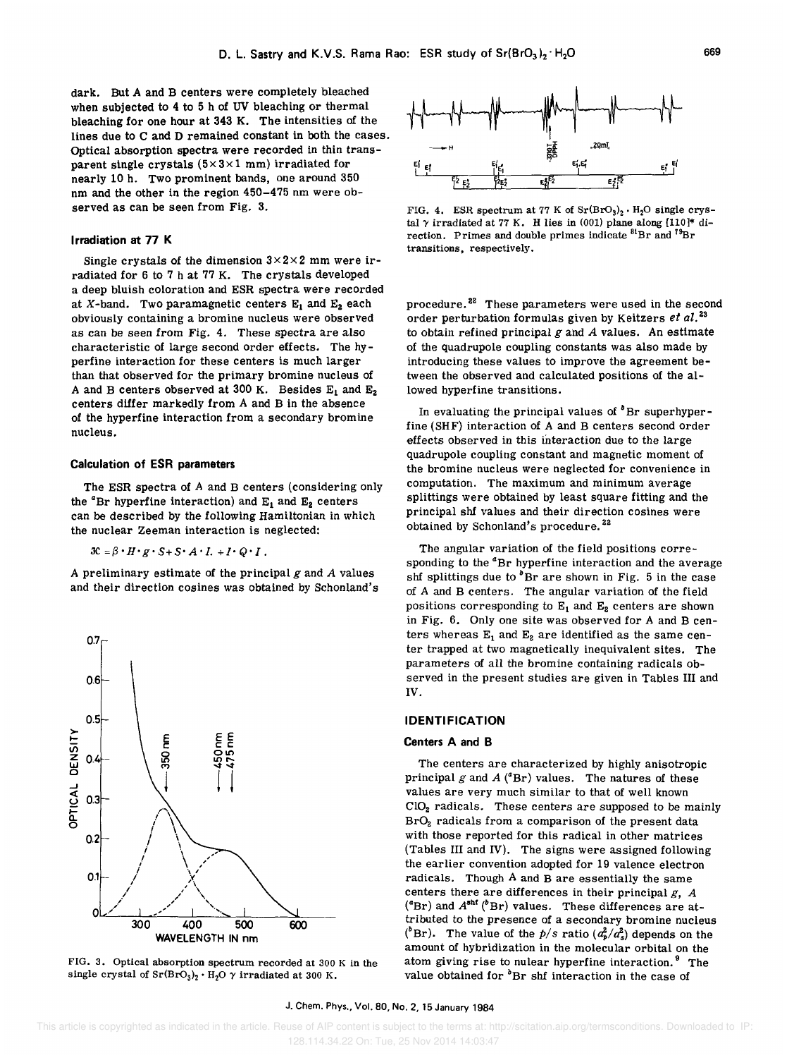dark. But A and B centers were completely bleached when subjected to 4 to 5 h of UV bleaching or thermal bleaching for one hour at 343 K. The intensities of the lines due to C and D remained constant in both the cases. Optical absorption spectra were recorded in thin transparent single crystals ($5\times3\times1$ mm) irradiated for nearly 10 h. Two prominent bands, one around 350 nm and the other in the region 450–475 nm were observed as can be seen from Fig. 3.

### Irradiation at 77 K

Single crystals of the dimension $3\times2\times2$ mm were irradiated for 6 to 7 h at 77 K. The crystals developed a deep bluish coloration and ESR spectra were recorded at $X$-band. Two paramagnetic centers $E_1$ and $E_2$ each obviously containing a bromine nucleus were observed as can be seen from Fig. 4. These spectra are also characteristic of large second order effects. The hyperfine interaction for these centers is much larger than that observed for the primary bromine nucleus of A and B centers observed at 300 K. Besides $E_1$ and $E_2$ centers differ markedly from A and B in the absence of the hyperfine interaction from a secondary bromine nucleus.

### Calculation of ESR parameters

The ESR spectra of A and B centers (considering only the $^a$Br hyperfine interaction) and $E_1$ and $E_2$ centers can be described by the following Hamiltonian in which the nuclear Zeeman interaction is neglected:

$$\mathcal{H} = \beta \cdot H \cdot g \cdot S + S \cdot A \cdot I. + I \cdot Q \cdot I .$$

A preliminary estimate of the principal $g$ and $A$ values and their direction cosines was obtained by Schonland's procedure.[22] These parameters were used in the second order perturbation formulas given by Keitzers *et al.*[23] to obtain refined principal $g$ and $A$ values. An estimate of the quadrupole coupling constants was also made by introducing these values to improve the agreement between the observed and calculated positions of the allowed hyperfine transitions.

FIG. 3. Optical absorption spectrum recorded at 300 K in the single crystal of $Sr(BrO_3)_2 \cdot H_2O$ $\gamma$ irradiated at 300 K.

FIG. 4. ESR spectrum at 77 K of $Sr(BrO_3)_2 \cdot H_2O$ single crystal $\gamma$ irradiated at 77 K. H lies in (001) plane along [110]* direction. Primes and double primes indicate $^{81}$Br and $^{79}$Br transitions, respectively.

In evaluating the principal values of $^b$Br superhyperfine (SHF) interaction of A and B centers second order effects observed in this interaction due to the large quadrupole coupling constant and magnetic moment of the bromine nucleus were neglected for convenience in computation. The maximum and minimum average splittings were obtained by least square fitting and the principal shf values and their direction cosines were obtained by Schonland's procedure.[22]

The angular variation of the field positions corresponding to the $^a$Br hyperfine interaction and the average shf splittings due to $^b$Br are shown in Fig. 5 in the case of A and B centers. The angular variation of the field positions corresponding to $E_1$ and $E_2$ centers are shown in Fig. 6. Only one site was observed for A and B centers whereas $E_1$ and $E_2$ are identified as the same center trapped at two magnetically inequivalent sites. The parameters of all the bromine containing radicals observed in the present studies are given in Tables III and IV.

## IDENTIFICATION

### Centers A and B

The centers are characterized by highly anisotropic principal $g$ and $A$ ($^a$Br) values. The natures of these values are very much similar to that of well known $ClO_2$ radicals. These centers are supposed to be mainly $BrO_2$ radicals from a comparison of the present data with those reported for this radical in other matrices (Tables III and IV). The signs were assigned following the earlier convention adopted for 19 valence electron radicals. Though A and B are essentially the same centers there are differences in their principal $g$, $A$ ($^a$Br) and $A^{shf}$ ($^b$Br) values. These differences are attributed to the presence of a secondary bromine nucleus ($^b$Br). The value of the $p/s$ ratio ($a_p^2/a_s^2$) depends on the amount of hybridization in the molecular orbital on the atom giving rise to nulear hyperfine interaction.[9] The value obtained for $^b$Br shf interaction in the case of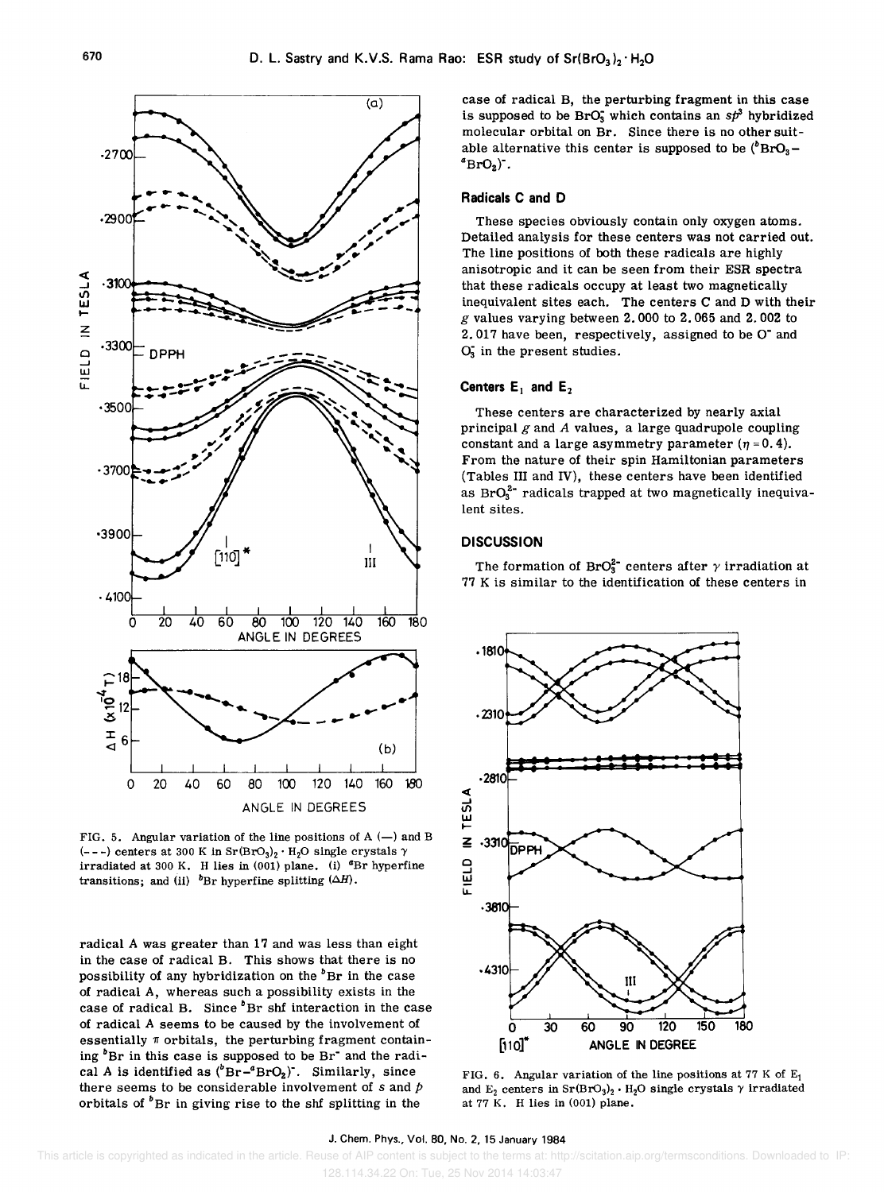FIG. 5. Angular variation of the line positions of A (—) and B (- - -) centers at 300 K in $Sr(BrO_3)_2 \cdot H_2O$ single crystals $\gamma$ irradiated at 300 K. H lies in (001) plane. (i) $^a$Br hyperfine transitions; and (ii) $^b$Br hyperfine splitting ($\Delta H$).

radical A was greater than 17 and was less than eight in the case of radical B. This shows that there is no possibility of any hybridization on the $^b$Br in the case of radical A, whereas such a possibility exists in the case of radical B. Since $^b$Br shf interaction in the case of radical A seems to be caused by the involvement of essentially $\pi$ orbitals, the perturbing fragment containing $^b$Br in this case is supposed to be $Br^-$ and the radical A is identified as $(^b\text{Br}-{}^a\text{BrO}_2)^-$. Similarly, since there seems to be considerable involvement of $s$ and $p$ orbitals of $^b$Br in giving rise to the shf splitting in the case of radical B, the perturbing fragment in this case is supposed to be $BrO_3^-$ which contains an $sp^3$ hybridized molecular orbital on Br. Since there is no other suitable alternative this center is supposed to be $(^b\text{BrO}_3-{}^a\text{BrO}_2)^-$.

### Radicals C and D

These species obviously contain only oxygen atoms. Detailed analysis for these centers was not carried out. The line positions of both these radicals are highly anisotropic and it can be seen from their ESR spectra that these radicals occupy at least two magnetically inequivalent sites each. The centers C and D with their $g$ values varying between 2.000 to 2.065 and 2.002 to 2.017 have been, respectively, assigned to be $O^-$ and $O_3^-$ in the present studies.

### Centers $E_1$ and $E_2$

These centers are characterized by nearly axial principal $g$ and $A$ values, a large quadrupole coupling constant and a large asymmetry parameter ($\eta = 0.4$). From the nature of their spin Hamiltonian parameters (Tables III and IV), these centers have been identified as $BrO_3^{2-}$ radicals trapped at two magnetically inequivalent sites.

## DISCUSSION

The formation of $BrO_3^{2-}$ centers after $\gamma$ irradiation at 77 K is similar to the identification of these centers in

FIG. 6. Angular variation of the line positions at 77 K of $E_1$ and $E_2$ centers in $Sr(BrO_3)_2 \cdot H_2O$ single crystals $\gamma$ irradiated at 77 K. H lies in (001) plane.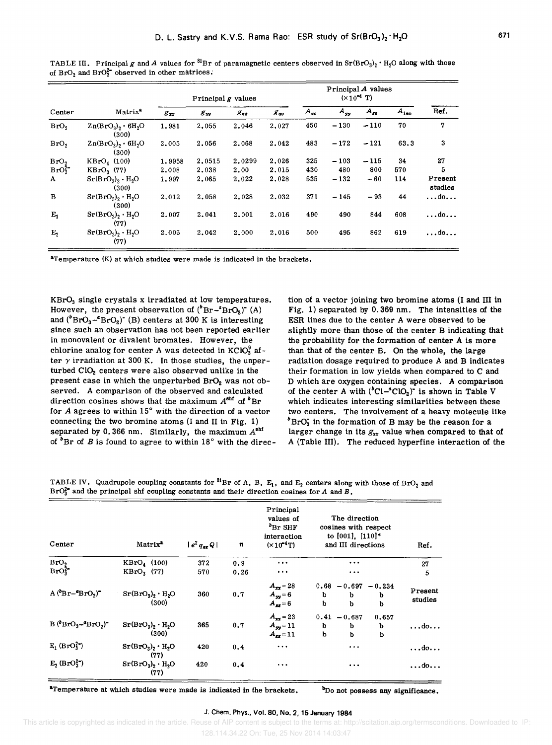TABLE III. Principal $g$ and $A$ values for $^{81}Br$ of paramagnetic centers observed in $Sr(BrO_3)_2 \cdot H_2O$ along with those of $BrO_2$ and $BrO_3^{2-}$ observed in other matrices.

| Center | Matrix[a] | Principal $g$ values | | | | Principal $A$ values ($\times 10^{-4}$ T) | | | | Ref. |
|---|---|---|---|---|---|---|---|---|---|---|
| | | $g_{xx}$ | $g_{yy}$ | $g_{zz}$ | $g_{av}$ | $A_{xx}$ | $A_{yy}$ | $A_{zz}$ | $A_{iso}$ | |
| $BrO_2$ | $Zn(BrO_3)_2 \cdot 6H_2O$ (300) | 1.981 | 2.055 | 2.046 | 2.027 | 450 | −130 | −110 | 70 | 7 |
| $BrO_2$ | $Zn(BrO_3)_2 \cdot 6H_2O$ (300) | 2.005 | 2.056 | 2.068 | 2.042 | 483 | −172 | −121 | 63.3 | 3 |
| $BrO_2$ | $KBrO_4$ (100) | 1.9958 | 2.0515 | 2.0299 | 2.026 | 325 | −103 | −115 | 34 | 27 |
| $BrO_3^{2-}$ | $KBrO_3$ (77) | 2.008 | 2.038 | 2.00 | 2.015 | 430 | 480 | 800 | 570 | 5 |
| A | $Sr(BrO_3)_2 \cdot H_2O$ (300) | 1.997 | 2.065 | 2.022 | 2.028 | 535 | −132 | −60 | 114 | Present studies |
| B | $Sr(BrO_3)_2 \cdot H_2O$ (300) | 2.012 | 2.058 | 2.028 | 2.032 | 371 | −145 | −93 | 44 | ...do... |
| $E_1$ | $Sr(BrO_3)_2 \cdot H_2O$ (77) | 2.007 | 2.041 | 2.001 | 2.016 | 490 | 490 | 844 | 608 | ...do... |
| $E_2$ | $Sr(BrO_3)_2 \cdot H_2O$ (77) | 2.005 | 2.042 | 2.000 | 2.016 | 500 | 495 | 862 | 619 | ...do... |

[a]Temperature (K) at which studies were made is indicated in the brackets.

$KBrO_3$ single crystals x irradiated at low temperatures. However, the present observation of $(^bBr-^aBrO_2)^-$ (A) and $(^bBrO_3-^aBrO_2)^-$ (B) centers at 300 K is interesting since such an observation has not been reported earlier in monovalent or divalent bromates. However, the chlorine analog for center A was detected in $KClO_3^0$ after $\gamma$ irradiation at 300 K. In those studies, the unperturbed $ClO_2$ centers were also observed unlike in the present case in which the unperturbed $BrO_2$ was not observed. A comparison of the observed and calculated direction cosines shows that the maximum $A^{shf}$ of $^bBr$ for $A$ agrees to within 15° with the direction of a vector connecting the two bromine atoms (I and II in Fig. 1) separated by 0.366 nm. Similarly, the maximum $A^{shf}$ of $^bBr$ of $B$ is found to agree to within 18° with the direction of a vector joining two bromine atoms (I and III in Fig. 1) separated by 0.369 nm. The intensities of the ESR lines due to the center A were observed to be slightly more than those of the center B indicating that the probability for the formation of center A is more than that of the center B. On the whole, the large radiation dosage required to produce A and B indicates their formation in low yields when compared to C and D which are oxygen containing species. A comparison of the center A with $(^bCl-^aClO_2)^-$ is shown in Table V which indicates interesting similarities between these two centers. The involvement of a heavy molecule like $^bBrO_3^-$ in the formation of B may be the reason for a larger change in its $g_{xx}$ value when compared to that of A (Table III). The reduced hyperfine interaction of the

TABLE IV. Quadrupole coupling constants for $^{81}Br$ of A, B, $E_1$, and $E_2$ centers along with those of $BrO_2$ and $BrO_3^{2-}$ and the principal shf coupling constants and their direction cosines for $A$ and $B$.

| Center | Matrix[a] | $\lvert e^2 q_{zz} Q \rvert$ | $\eta$ | Principal values of $^bBr$ SHF interaction ($\times 10^{-4}$T) | The direction cosines with respect to [001], [110]* and III directions | | | Ref. |
|---|---|---|---|---|---|---|---|---|
| $BrO_2$ | $KBrO_4$ (100) | 372 | 0.9 | ... | ... | | | 27 |
| $BrO_3^{2-}$ | $KBrO_3$ (77) | 570 | 0.26 | ... | ... | | | 5 |
| A $(^bBr-^aBrO_2)^-$ | $Sr(BrO_3)_2 \cdot H_2O$ (300) | 360 | 0.7 | $A_{xx}=28$ | 0.68 | −0.697 | −0.234 | Present studies |
| | | | | $A_{yy}=6$ | b | b | b | |
| | | | | $A_{zz}=6$ | b | b | b | |
| B $(^bBrO_3-^aBrO_2)^-$ | $Sr(BrO_3)_2 \cdot H_2O$ (300) | 365 | 0.7 | $A_{xx}=23$ | 0.41 | −0.687 | 0.657 | ...do... |
| | | | | $A_{yy}=11$ | b | b | b | |
| | | | | $A_{zz}=11$ | b | b | b | |
| $E_1$ $(BrO_3^{2-})$ | $Sr(BrO_3)_2 \cdot H_2O$ (77) | 420 | 0.4 | ... | ... | | | ...do... |
| $E_2$ $(BrO_3^{2-})$ | $Sr(BrO_3)_2 \cdot H_2O$ (77) | 420 | 0.4 | ... | ... | | | ...do... |

[a]Temperature at which studies were made is indicated in the brackets. [b]Do not possess any significance.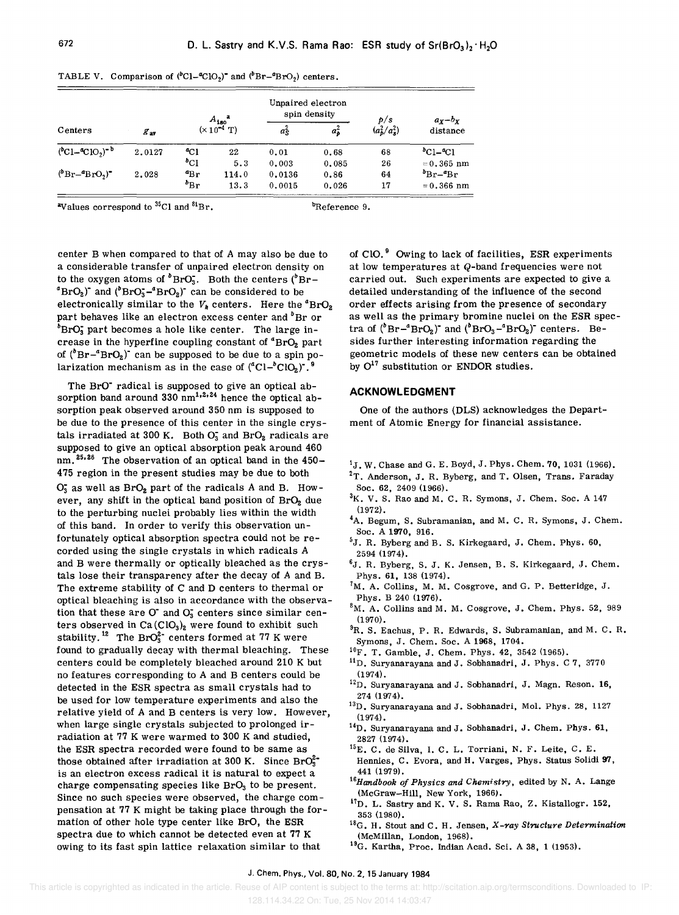TABLE V. Comparison of $(^{b}Cl-^{a}ClO_2)^-$ and $(^{b}Br-^{a}BrO_2)^-$ centers.

| Centers | $g_{av}$ | $A_{iso}$[a] ($\times 10^{-4}$ T) | | Unpaired electron spin density | | $p/s$ ($a_p^2/a_s^2$) | $a_X-b_X$ distance |
|---|---|---|---|---|---|---|---|
| | | | | $a_S^2$ | $a_p^2$ | | |
| $(^{b}Cl-^{a}ClO_2)^-$[b] | 2.0127 | $^{a}Cl$ | 22 | 0.01 | 0.68 | 68 | $^{b}Cl-^{a}Cl$ |
| | | $^{b}Cl$ | 5.3 | 0.003 | 0.085 | 26 | $\approx 0.365$ nm |
| $(^{b}Br-^{a}BrO_2)^-$ | 2.028 | $^{a}Br$ | 114.0 | 0.0136 | 0.86 | 64 | $^{b}Br-^{a}Br$ |
| | | $^{b}Br$ | 13.3 | 0.0015 | 0.026 | 17 | $\approx 0.366$ nm |

[a]Values correspond to $^{35}Cl$ and $^{81}Br$.

[b]Reference 9.

center B when compared to that of A may also be due to a considerable transfer of unpaired electron density on to the oxygen atoms of $^{b}BrO_3^-$. Both the centers $(^{b}Br-^{a}BrO_2)^-$ and $(^{b}BrO_3^- - ^{a}BrO_2)^-$ can be considered to be electronically similar to the $V_k$ centers. Here the $^{a}BrO_2$ part behaves like an electron excess center and $^{b}Br$ or $^{b}BrO_3^-$ part becomes a hole like center. The large increase in the hyperfine coupling constant of $^{a}BrO_2$ part of $(^{b}Br-^{a}BrO_2)^-$ can be supposed to be due to a spin polarization mechanism as in the case of $(^{a}Cl-^{b}ClO_2)^-$.[9]

The $BrO^-$ radical is supposed to give an optical absorption band around 330 nm[1,2,24] hence the optical absorption peak observed around 350 nm is supposed to be due to the presence of this center in the single crystals irradiated at 300 K. Both $O_3^-$ and $BrO_2$ radicals are supposed to give an optical absorption peak around 460 nm.[25,26] The observation of an optical band in the 450–475 region in the present studies may be due to both $O_3^-$ as well as $BrO_2$ part of the radicals A and B. However, any shift in the optical band position of $BrO_2$ due to the perturbing nuclei probably lies within the width of this band. In order to verify this observation unfortunately optical absorption spectra could not be recorded using the single crystals in which radicals A and B were thermally or optically bleached as the crystals lose their transparency after the decay of A and B. The extreme stability of C and D centers to thermal or optical bleaching is also in accordance with the observation that these are $O^-$ and $O_3^-$ centers since similar centers observed in $Ca(ClO_3)_2$ were found to exhibit such stability.[12] The $BrO_3^{2-}$ centers formed at 77 K were found to gradually decay with thermal bleaching. These centers could be completely bleached around 210 K but no features corresponding to A and B centers could be detected in the ESR spectra as small crystals had to be used for low temperature experiments and also the relative yield of A and B centers is very low. However, when large single crystals subjected to prolonged irradiation at 77 K were warmed to 300 K and studied, the ESR spectra recorded were found to be same as those obtained after irradiation at 300 K. Since $BrO_3^{2-}$ is an electron excess radical it is natural to expect a charge compensating species like $BrO_3$ to be present. Since no such species were observed, the charge compensation at 77 K might be taking place through the formation of other hole type center like BrO, the ESR spectra due to which cannot be detected even at 77 K owing to its fast spin lattice relaxation similar to that of ClO.[9] Owing to lack of facilities, ESR experiments at low temperatures at Q-band frequencies were not carried out. Such experiments are expected to give a detailed understanding of the influence of the second order effects arising from the presence of secondary as well as the primary bromine nuclei on the ESR spectra of $(^{b}Br-^{a}BrO_2)^-$ and $(^{b}BrO_3-^{a}BrO_2)^-$ centers. Besides further interesting information regarding the geometric models of these new centers can be obtained by $O^{17}$ substitution or ENDOR studies.

## ACKNOWLEDGMENT

One of the authors (DLS) acknowledges the Department of Atomic Energy for financial assistance.

[1] J. W. Chase and G. E. Boyd, J. Phys. Chem. 70, 1031 (1966).
[2] T. Anderson, J. R. Byberg, and T. Olsen, Trans. Faraday Soc. 62, 2409 (1966).
[3] K. V. S. Rao and M. C. R. Symons, J. Chem. Soc. A 147 (1972).
[4] A. Begum, S. Subramanian, and M. C. R. Symons, J. Chem. Soc. A 1970, 916.
[5] J. R. Byberg and B. S. Kirkegaard, J. Chem. Phys. 60, 2594 (1974).
[6] J. R. Byberg, S. J. K. Jensen, B. S. Kirkegaard, J. Chem. Phys. 61, 138 (1974).
[7] M. A. Collins, M. M. Cosgrove, and G. P. Betteridge, J. Phys. B 240 (1976).
[8] M. A. Collins and M. M. Cosgrove, J. Chem. Phys. 52, 989 (1970).
[9] R. S. Eachus, P. R. Edwards, S. Subramanian, and M. C. R. Symons, J. Chem. Soc. A 1968, 1704.
[10] F. T. Gamble, J. Chem. Phys. 42, 3542 (1965).
[11] D. Suryanarayana and J. Sobhanadri, J. Phys. C 7, 3770 (1974).
[12] D. Suryanarayana and J. Sobhanadri, J. Magn. Reson. 16, 274 (1974).
[13] D. Suryanarayana and J. Sobhanadri, Mol. Phys. 28, 1127 (1974).
[14] D. Suryanarayana and J. Sobhanadri, J. Chem. Phys. 61, 2827 (1974).
[15] E. C. de Silva, I. C. L. Torriani, N. F. Leite, C. E. Hennies, C. Evora, and H. Varges, Phys. Status Solidi 97, 441 (1979).
[16] *Handbook of Physics and Chemistry*, edited by N. A. Lange (McGraw–Hill, New York, 1966).
[17] D. L. Sastry and K. V. S. Rama Rao, Z. Kistallogr. 152, 353 (1980).
[18] G. H. Stout and C. H. Jensen, *X-ray Structure Determination* (McMillan, London, 1968).
[19] G. Kartha, Proc. Indian Acad. Sci. A 38, 1 (1953).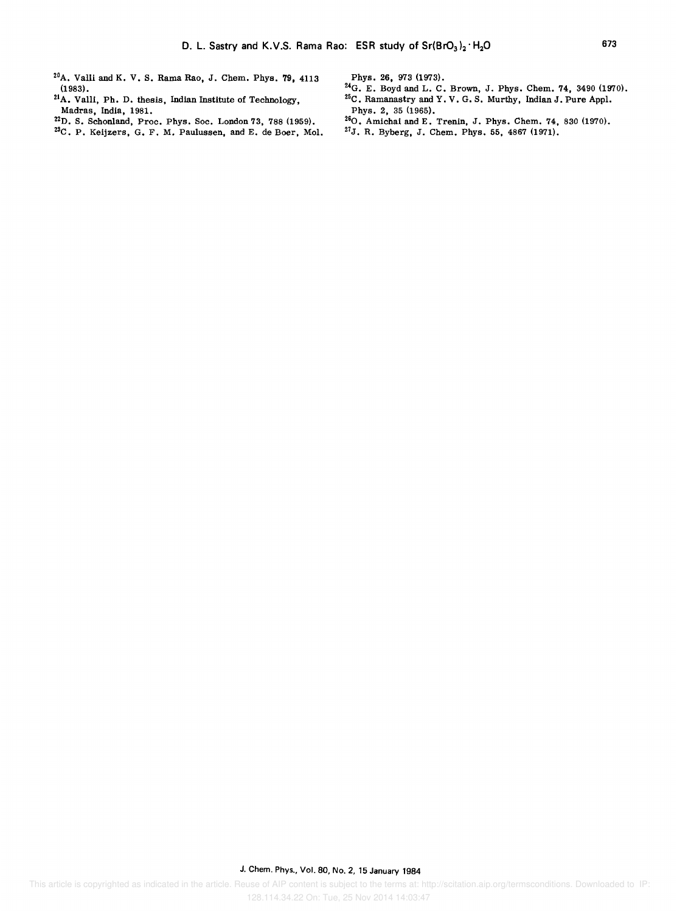[20] A. Valli and K. V. S. Rama Rao, J. Chem. Phys. **79**, 4113 (1983).

[21] A. Valli, Ph. D. thesis, Indian Institute of Technology, Madras, India, 1981.

[22] D. S. Schonland, Proc. Phys. Soc. London 73, 788 (1959).

[23] C. P. Keijzers, G. F. M. Paulussen, and E. de Boer, Mol. Phys. 26, 973 (1973).

[24] G. E. Boyd and L. C. Brown, J. Phys. Chem. 74, 3490 (1970).

[25] C. Ramanastry and Y. V. G. S. Murthy, Indian J. Pure Appl. Phys. 2, 35 (1965).

[26] O. Amichai and E. Trenin, J. Phys. Chem. 74, 830 (1970).

[27] J. R. Byberg, J. Chem. Phys. 55, 4867 (1971).